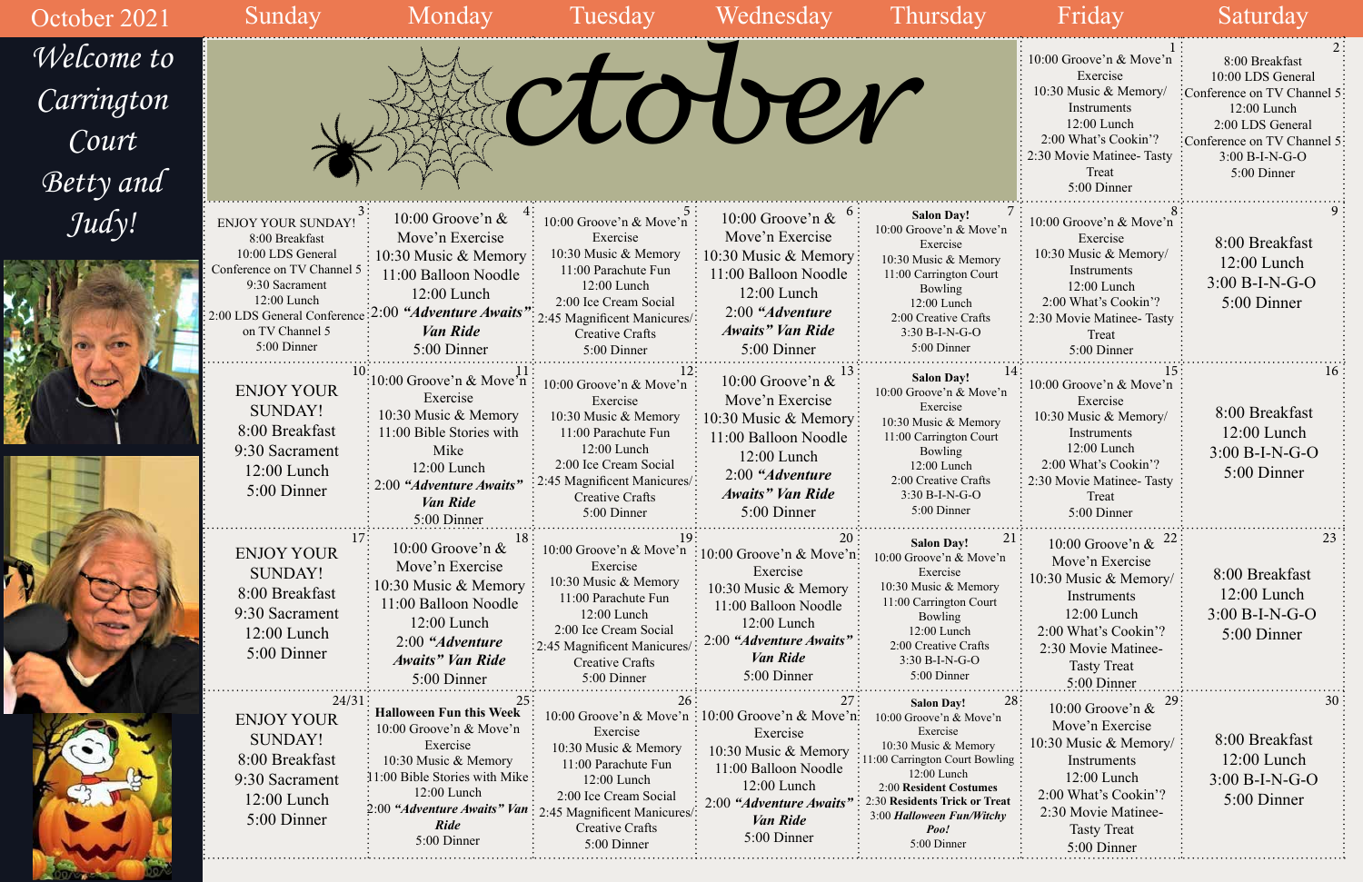# October 2021

*Welcome to Carrington Court Betty and Judy!*

| Sunday | Monday | Tuesday | Wednesday | Thursday | Friday | Saturday |
|---|---|---|---|---|---|---|
| | | | October | | **1** 10:00 Groove'n & Move'n Exercise<br>10:30 Music & Memory/ Instruments<br>12:00 Lunch<br>2:00 What's Cookin'?<br>2:30 Movie Matinee- Tasty Treat<br>5:00 Dinner | **2** 8:00 Breakfast<br>10:00 LDS General Conference on TV Channel 5<br>12:00 Lunch<br>2:00 LDS General Conference on TV Channel 5<br>3:00 B-I-N-G-O<br>5:00 Dinner |
| **3** ENJOY YOUR SUNDAY!<br>8:00 Breakfast<br>10:00 LDS General Conference on TV Channel 5<br>9:30 Sacrament<br>12:00 Lunch<br>2:00 LDS General Conference on TV Channel 5<br>5:00 Dinner | **4** 10:00 Groove'n & Move'n Exercise<br>10:30 Music & Memory<br>11:00 Balloon Noodle<br>12:00 Lunch<br>2:00 ***"Adventure Awaits" Van Ride***<br>5:00 Dinner | **5** 10:00 Groove'n & Move'n Exercise<br>10:30 Music & Memory<br>11:00 Parachute Fun<br>12:00 Lunch<br>2:00 Ice Cream Social<br>2:45 Magnificent Manicures/ Creative Crafts<br>5:00 Dinner | **6** 10:00 Groove'n & Move'n Exercise<br>10:30 Music & Memory<br>11:00 Balloon Noodle<br>12:00 Lunch<br>2:00 ***"Adventure Awaits" Van Ride***<br>5:00 Dinner | **7** **Salon Day!**<br>10:00 Groove'n & Move'n Exercise<br>10:30 Music & Memory<br>11:00 Carrington Court Bowling<br>12:00 Lunch<br>2:00 Creative Crafts<br>3:30 B-I-N-G-O<br>5:00 Dinner | **8** 10:00 Groove'n & Move'n Exercise<br>10:30 Music & Memory/ Instruments<br>12:00 Lunch<br>2:00 What's Cookin'?<br>2:30 Movie Matinee- Tasty Treat<br>5:00 Dinner | **9** 8:00 Breakfast<br>12:00 Lunch<br>3:00 B-I-N-G-O<br>5:00 Dinner |
| **10** ENJOY YOUR SUNDAY!<br>8:00 Breakfast<br>9:30 Sacrament<br>12:00 Lunch<br>5:00 Dinner | **11** 10:00 Groove'n & Move'n Exercise<br>10:30 Music & Memory<br>11:00 Bible Stories with Mike<br>12:00 Lunch<br>2:00 ***"Adventure Awaits" Van Ride***<br>5:00 Dinner | **12** 10:00 Groove'n & Move'n Exercise<br>10:30 Music & Memory<br>11:00 Parachute Fun<br>12:00 Lunch<br>2:00 Ice Cream Social<br>2:45 Magnificent Manicures/ Creative Crafts<br>5:00 Dinner | **13** 10:00 Groove'n & Move'n Exercise<br>10:30 Music & Memory<br>11:00 Balloon Noodle<br>12:00 Lunch<br>2:00 ***"Adventure Awaits" Van Ride***<br>5:00 Dinner | **14** **Salon Day!**<br>10:00 Groove'n & Move'n Exercise<br>10:30 Music & Memory<br>11:00 Carrington Court Bowling<br>12:00 Lunch<br>2:00 Creative Crafts<br>3:30 B-I-N-G-O<br>5:00 Dinner | **15** 10:00 Groove'n & Move'n Exercise<br>10:30 Music & Memory/ Instruments<br>12:00 Lunch<br>2:00 What's Cookin'?<br>2:30 Movie Matinee- Tasty Treat<br>5:00 Dinner | **16** 8:00 Breakfast<br>12:00 Lunch<br>3:00 B-I-N-G-O<br>5:00 Dinner |
| **17** ENJOY YOUR SUNDAY!<br>8:00 Breakfast<br>9:30 Sacrament<br>12:00 Lunch<br>5:00 Dinner | **18** 10:00 Groove'n & Move'n Exercise<br>10:30 Music & Memory<br>11:00 Balloon Noodle<br>12:00 Lunch<br>2:00 ***"Adventure Awaits" Van Ride***<br>5:00 Dinner | **19** 10:00 Groove'n & Move'n Exercise<br>10:30 Music & Memory<br>11:00 Parachute Fun<br>12:00 Lunch<br>2:00 Ice Cream Social<br>2:45 Magnificent Manicures/ Creative Crafts<br>5:00 Dinner | **20** 10:00 Groove'n & Move'n Exercise<br>10:30 Music & Memory<br>11:00 Balloon Noodle<br>12:00 Lunch<br>2:00 ***"Adventure Awaits" Van Ride***<br>5:00 Dinner | **21** **Salon Day!**<br>10:00 Groove'n & Move'n Exercise<br>10:30 Music & Memory<br>11:00 Carrington Court Bowling<br>12:00 Lunch<br>2:00 Creative Crafts<br>3:30 B-I-N-G-O<br>5:00 Dinner | **22** 10:00 Groove'n & Move'n Exercise<br>10:30 Music & Memory/ Instruments<br>12:00 Lunch<br>2:00 What's Cookin'?<br>2:30 Movie Matinee- Tasty Treat<br>5:00 Dinner | **23** 8:00 Breakfast<br>12:00 Lunch<br>3:00 B-I-N-G-O<br>5:00 Dinner |
| **24/31** ENJOY YOUR SUNDAY!<br>8:00 Breakfast<br>9:30 Sacrament<br>12:00 Lunch<br>5:00 Dinner | **25** **Halloween Fun this Week**<br>10:00 Groove'n & Move'n Exercise<br>10:30 Music & Memory<br>11:00 Bible Stories with Mike<br>12:00 Lunch<br>2:00 ***"Adventure Awaits" Van Ride***<br>5:00 Dinner | **26** 10:00 Groove'n & Move'n Exercise<br>10:30 Music & Memory<br>11:00 Parachute Fun<br>12:00 Lunch<br>2:00 Ice Cream Social<br>2:45 Magnificent Manicures/ Creative Crafts<br>5:00 Dinner | **27** 10:00 Groove'n & Move'n Exercise<br>10:30 Music & Memory<br>11:00 Balloon Noodle<br>12:00 Lunch<br>2:00 ***"Adventure Awaits" Van Ride***<br>5:00 Dinner | **28** **Salon Day!**<br>10:00 Groove'n & Move'n Exercise<br>10:30 Music & Memory<br>11:00 Carrington Court Bowling<br>12:00 Lunch<br>**2:00 Resident Costumes**<br>**2:30 Residents Trick or Treat**<br>**3:00 *Halloween Fun/Witchy Poo!***<br>5:00 Dinner | **29** 10:00 Groove'n & Move'n Exercise<br>10:30 Music & Memory/ Instruments<br>12:00 Lunch<br>2:00 What's Cookin'?<br>2:30 Movie Matinee- Tasty Treat<br>5:00 Dinner | **30** 8:00 Breakfast<br>12:00 Lunch<br>3:00 B-I-N-G-O<br>5:00 Dinner |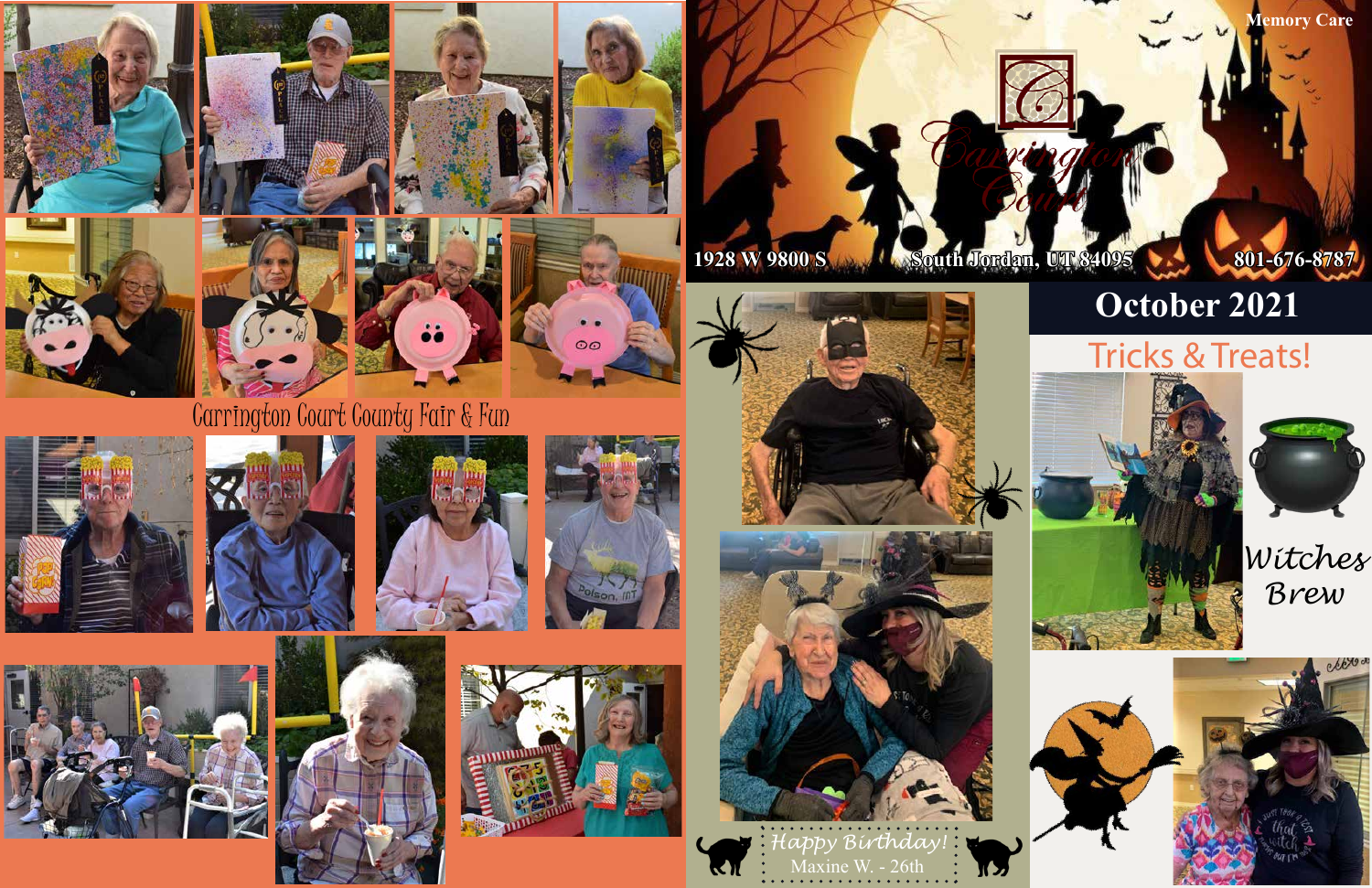Carrington Court County Fair & Fun

Memory Care

Carrington Court

1928 W 9800 S

South Jordan, UT 84095

801-676-8787

# October 2021

## Tricks & Treats!

Witches Brew

Happy Birthday!

Maxine W. - 26th